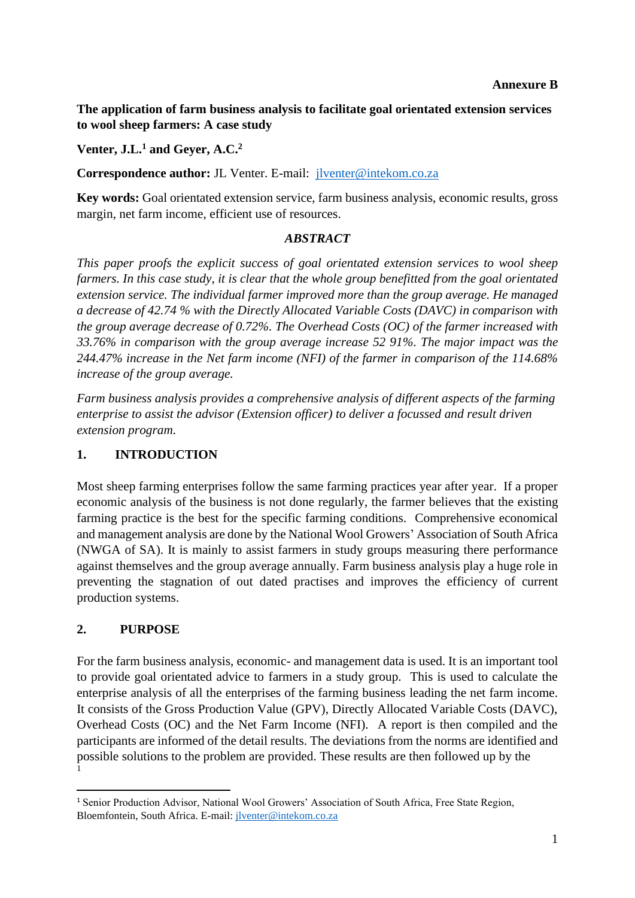**Annexure B**

# The application of farm business analysis to facilitate goal orientated extension services to wool sheep farmers: A case study

**Venter, J.L.[1] and Geyer, A.C.[2]**

**Correspondence author:** JL Venter. E-mail: jlventer@intekom.co.za

**Key words:** Goal orientated extension service, farm business analysis, economic results, gross margin, net farm income, efficient use of resources.

## *ABSTRACT*

*This paper proofs the explicit success of goal orientated extension services to wool sheep farmers. In this case study, it is clear that the whole group benefitted from the goal orientated extension service. The individual farmer improved more than the group average. He managed a decrease of 42.74 % with the Directly Allocated Variable Costs (DAVC) in comparison with the group average decrease of 0.72%. The Overhead Costs (OC) of the farmer increased with 33.76% in comparison with the group average increase 52 91%. The major impact was the 244.47% increase in the Net farm income (NFI) of the farmer in comparison of the 114.68% increase of the group average.*

*Farm business analysis provides a comprehensive analysis of different aspects of the farming enterprise to assist the advisor (Extension officer) to deliver a focussed and result driven extension program.*

## 1. INTRODUCTION

Most sheep farming enterprises follow the same farming practices year after year. If a proper economic analysis of the business is not done regularly, the farmer believes that the existing farming practice is the best for the specific farming conditions. Comprehensive economical and management analysis are done by the National Wool Growers' Association of South Africa (NWGA of SA). It is mainly to assist farmers in study groups measuring there performance against themselves and the group average annually. Farm business analysis play a huge role in preventing the stagnation of out dated practises and improves the efficiency of current production systems.

## 2. PURPOSE

For the farm business analysis, economic- and management data is used. It is an important tool to provide goal orientated advice to farmers in a study group. This is used to calculate the enterprise analysis of all the enterprises of the farming business leading the net farm income. It consists of the Gross Production Value (GPV), Directly Allocated Variable Costs (DAVC), Overhead Costs (OC) and the Net Farm Income (NFI). A report is then compiled and the participants are informed of the detail results. The deviations from the norms are identified and possible solutions to the problem are provided. These results are then followed up by the

[1] Senior Production Advisor, National Wool Growers' Association of South Africa, Free State Region, Bloemfontein, South Africa. E-mail: jlventer@intekom.co.za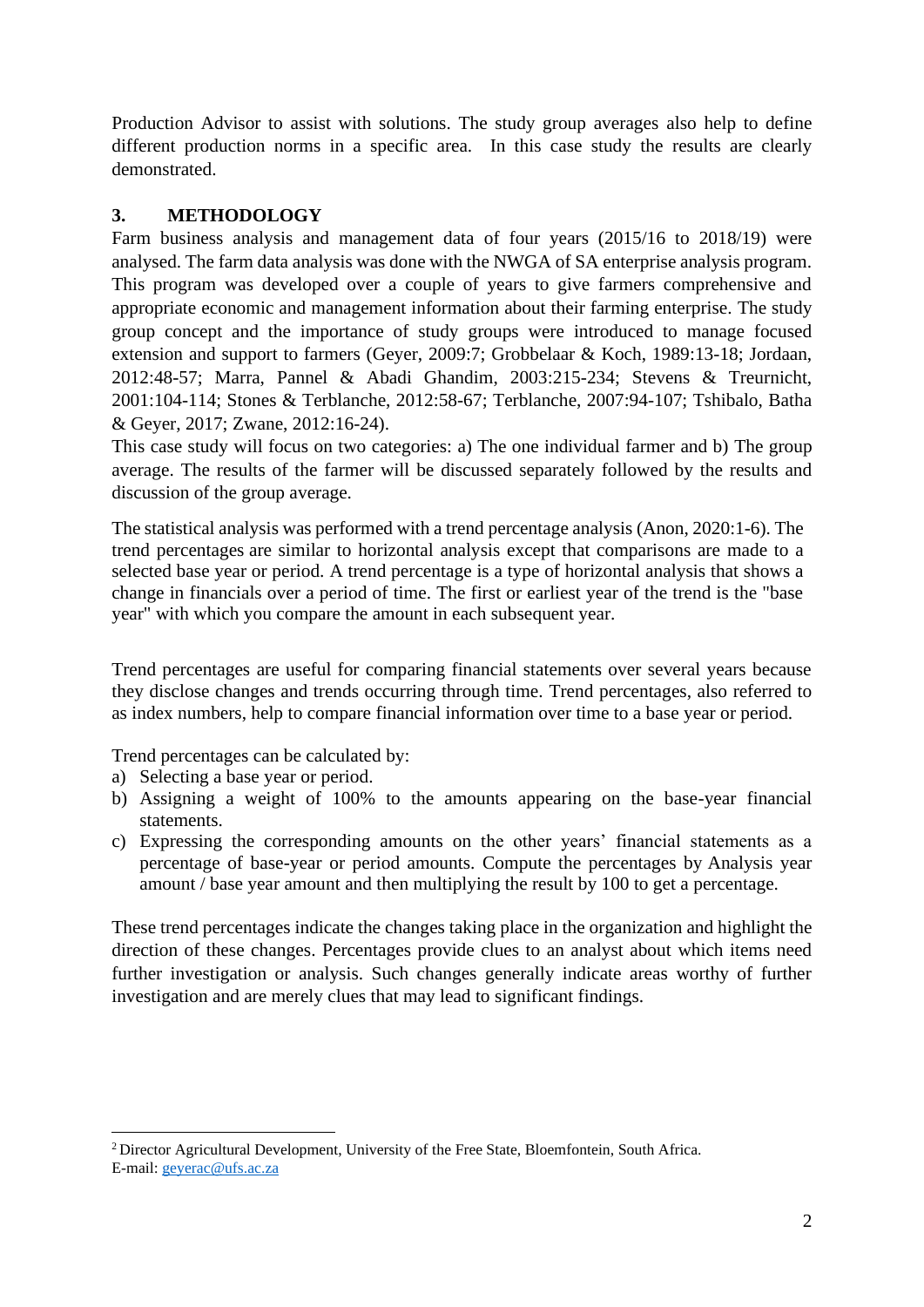Production Advisor to assist with solutions. The study group averages also help to define different production norms in a specific area. In this case study the results are clearly demonstrated.

## 3. METHODOLOGY

Farm business analysis and management data of four years (2015/16 to 2018/19) were analysed. The farm data analysis was done with the NWGA of SA enterprise analysis program. This program was developed over a couple of years to give farmers comprehensive and appropriate economic and management information about their farming enterprise. The study group concept and the importance of study groups were introduced to manage focused extension and support to farmers (Geyer, 2009:7; Grobbelaar & Koch, 1989:13-18; Jordaan, 2012:48-57; Marra, Pannel & Abadi Ghandim, 2003:215-234; Stevens & Treurnicht, 2001:104-114; Stones & Terblanche, 2012:58-67; Terblanche, 2007:94-107; Tshibalo, Batha & Geyer, 2017; Zwane, 2012:16-24).

This case study will focus on two categories: a) The one individual farmer and b) The group average. The results of the farmer will be discussed separately followed by the results and discussion of the group average.

The statistical analysis was performed with a trend percentage analysis (Anon, 2020:1-6). The trend percentages are similar to horizontal analysis except that comparisons are made to a selected base year or period. A trend percentage is a type of horizontal analysis that shows a change in financials over a period of time. The first or earliest year of the trend is the "base year" with which you compare the amount in each subsequent year.

Trend percentages are useful for comparing financial statements over several years because they disclose changes and trends occurring through time. Trend percentages, also referred to as index numbers, help to compare financial information over time to a base year or period.

Trend percentages can be calculated by:

a) Selecting a base year or period.
b) Assigning a weight of 100% to the amounts appearing on the base-year financial statements.
c) Expressing the corresponding amounts on the other years' financial statements as a percentage of base-year or period amounts. Compute the percentages by Analysis year amount / base year amount and then multiplying the result by 100 to get a percentage.

These trend percentages indicate the changes taking place in the organization and highlight the direction of these changes. Percentages provide clues to an analyst about which items need further investigation or analysis. Such changes generally indicate areas worthy of further investigation and are merely clues that may lead to significant findings.

[2] Director Agricultural Development, University of the Free State, Bloemfontein, South Africa. E-mail: geyerac@ufs.ac.za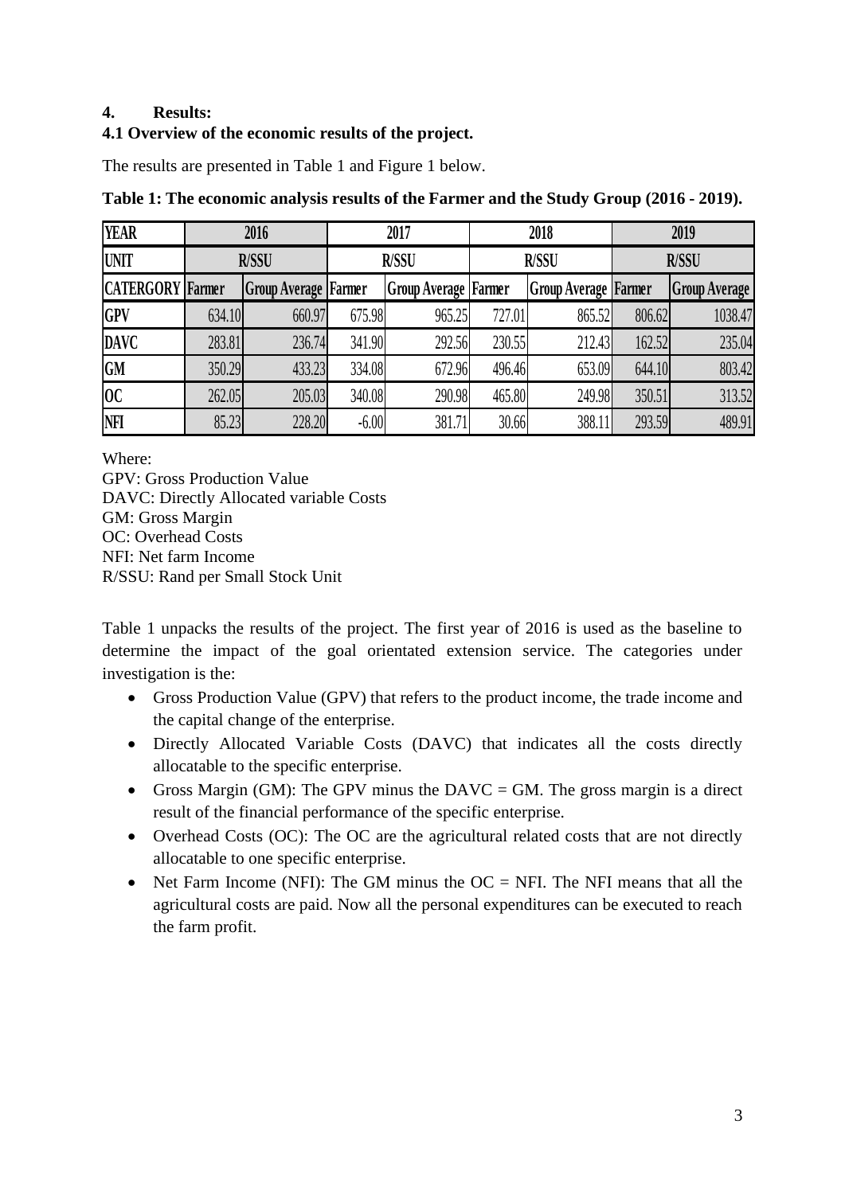## 4. Results:

### 4.1 Overview of the economic results of the project.

The results are presented in Table 1 and Figure 1 below.

**Table 1: The economic analysis results of the Farmer and the Study Group (2016 - 2019).**

| YEAR | 2016 | | 2017 | | 2018 | | 2019 | |
|---|---|---|---|---|---|---|---|---|
| UNIT | R/SSU | | R/SSU | | R/SSU | | R/SSU | |
| CATERGORY | Farmer | Group Average | Farmer | Group Average | Farmer | Group Average | Farmer | Group Average |
| GPV | 634.10 | 660.97 | 675.98 | 965.25 | 727.01 | 865.52 | 806.62 | 1038.47 |
| DAVC | 283.81 | 236.74 | 341.90 | 292.56 | 230.55 | 212.43 | 162.52 | 235.04 |
| GM | 350.29 | 433.23 | 334.08 | 672.96 | 496.46 | 653.09 | 644.10 | 803.42 |
| OC | 262.05 | 205.03 | 340.08 | 290.98 | 465.80 | 249.98 | 350.51 | 313.52 |
| NFI | 85.23 | 228.20 | -6.00 | 381.71 | 30.66 | 388.11 | 293.59 | 489.91 |

Where:
GPV: Gross Production Value
DAVC: Directly Allocated variable Costs
GM: Gross Margin
OC: Overhead Costs
NFI: Net farm Income
R/SSU: Rand per Small Stock Unit

Table 1 unpacks the results of the project. The first year of 2016 is used as the baseline to determine the impact of the goal orientated extension service. The categories under investigation is the:

- Gross Production Value (GPV) that refers to the product income, the trade income and the capital change of the enterprise.
- Directly Allocated Variable Costs (DAVC) that indicates all the costs directly allocatable to the specific enterprise.
- Gross Margin (GM): The GPV minus the DAVC = GM. The gross margin is a direct result of the financial performance of the specific enterprise.
- Overhead Costs (OC): The OC are the agricultural related costs that are not directly allocatable to one specific enterprise.
- Net Farm Income (NFI): The GM minus the OC = NFI. The NFI means that all the agricultural costs are paid. Now all the personal expenditures can be executed to reach the farm profit.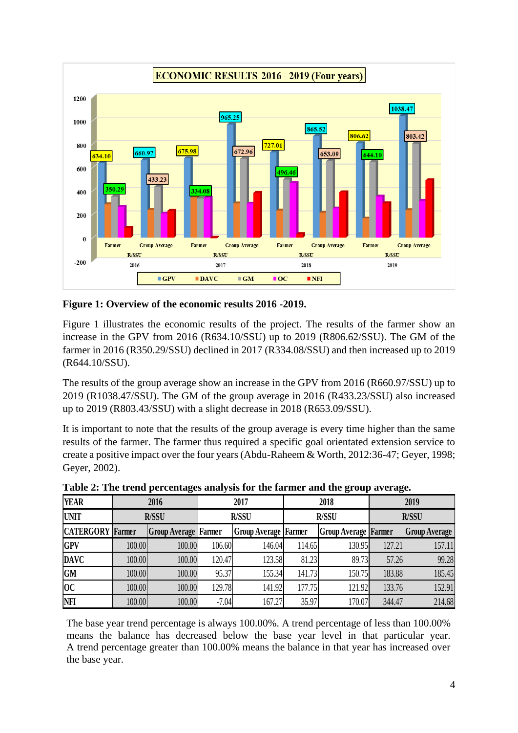**Figure 1: Overview of the economic results 2016 -2019.**

Figure 1 illustrates the economic results of the project. The results of the farmer show an increase in the GPV from 2016 (R634.10/SSU) up to 2019 (R806.62/SSU). The GM of the farmer in 2016 (R350.29/SSU) declined in 2017 (R334.08/SSU) and then increased up to 2019 (R644.10/SSU).

The results of the group average show an increase in the GPV from 2016 (R660.97/SSU) up to 2019 (R1038.47/SSU). The GM of the group average in 2016 (R433.23/SSU) also increased up to 2019 (R803.43/SSU) with a slight decrease in 2018 (R653.09/SSU).

It is important to note that the results of the group average is every time higher than the same results of the farmer. The farmer thus required a specific goal orientated extension service to create a positive impact over the four years (Abdu-Raheem & Worth, 2012:36-47; Geyer, 1998; Geyer, 2002).

**Table 2: The trend percentages analysis for the farmer and the group average.**

| YEAR | 2016 | | 2017 | | 2018 | | 2019 | |
|---|---|---|---|---|---|---|---|---|
| UNIT | R/SSU | | R/SSU | | R/SSU | | R/SSU | |
| CATERGORY | Farmer | Group Average | Farmer | Group Average | Farmer | Group Average | Farmer | Group Average |
| GPV | 100.00 | 100.00 | 106.60 | 146.04 | 114.65 | 130.95 | 127.21 | 157.11 |
| DAVC | 100.00 | 100.00 | 120.47 | 123.58 | 81.23 | 89.73 | 57.26 | 99.28 |
| GM | 100.00 | 100.00 | 95.37 | 155.34 | 141.73 | 150.75 | 183.88 | 185.45 |
| OC | 100.00 | 100.00 | 129.78 | 141.92 | 177.75 | 121.92 | 133.76 | 152.91 |
| NFI | 100.00 | 100.00 | -7.04 | 167.27 | 35.97 | 170.07 | 344.47 | 214.68 |

The base year trend percentage is always 100.00%. A trend percentage of less than 100.00% means the balance has decreased below the base year level in that particular year. A trend percentage greater than 100.00% means the balance in that year has increased over the base year.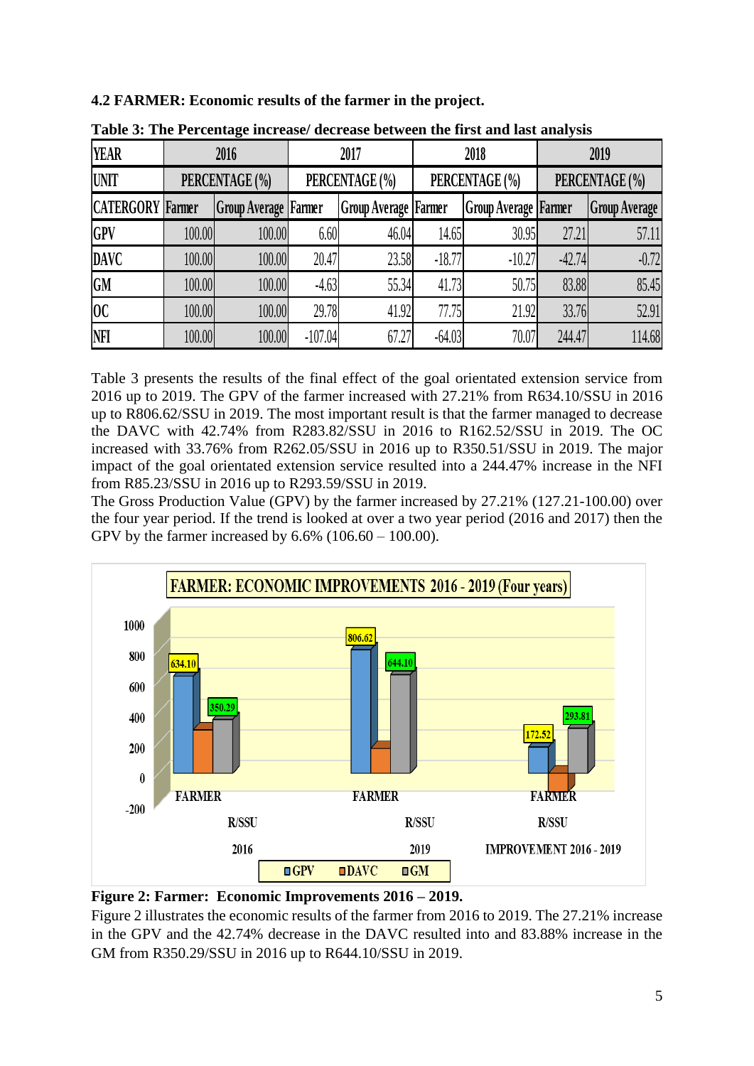**4.2 FARMER: Economic results of the farmer in the project.**

**Table 3: The Percentage increase/ decrease between the first and last analysis**

| YEAR | 2016 | | 2017 | | 2018 | | 2019 | |
|---|---|---|---|---|---|---|---|---|
| UNIT | PERCENTAGE (%) | | PERCENTAGE (%) | | PERCENTAGE (%) | | PERCENTAGE (%) | |
| CATERGORY | Farmer | Group Average | Farmer | Group Average | Farmer | Group Average | Farmer | Group Average |
| GPV | 100.00 | 100.00 | 6.60 | 46.04 | 14.65 | 30.95 | 27.21 | 57.11 |
| DAVC | 100.00 | 100.00 | 20.47 | 23.58 | -18.77 | -10.27 | -42.74 | -0.72 |
| GM | 100.00 | 100.00 | -4.63 | 55.34 | 41.73 | 50.75 | 83.88 | 85.45 |
| OC | 100.00 | 100.00 | 29.78 | 41.92 | 77.75 | 21.92 | 33.76 | 52.91 |
| NFI | 100.00 | 100.00 | -107.04 | 67.27 | -64.03 | 70.07 | 244.47 | 114.68 |

Table 3 presents the results of the final effect of the goal orientated extension service from 2016 up to 2019. The GPV of the farmer increased with 27.21% from R634.10/SSU in 2016 up to R806.62/SSU in 2019. The most important result is that the farmer managed to decrease the DAVC with 42.74% from R283.82/SSU in 2016 to R162.52/SSU in 2019. The OC increased with 33.76% from R262.05/SSU in 2016 up to R350.51/SSU in 2019. The major impact of the goal orientated extension service resulted into a 244.47% increase in the NFI from R85.23/SSU in 2016 up to R293.59/SSU in 2019.
The Gross Production Value (GPV) by the farmer increased by 27.21% (127.21-100.00) over the four year period. If the trend is looked at over a two year period (2016 and 2017) then the GPV by the farmer increased by 6.6% (106.60 – 100.00).

**Figure 2: Farmer: Economic Improvements 2016 – 2019.**
Figure 2 illustrates the economic results of the farmer from 2016 to 2019. The 27.21% increase in the GPV and the 42.74% decrease in the DAVC resulted into and 83.88% increase in the GM from R350.29/SSU in 2016 up to R644.10/SSU in 2019.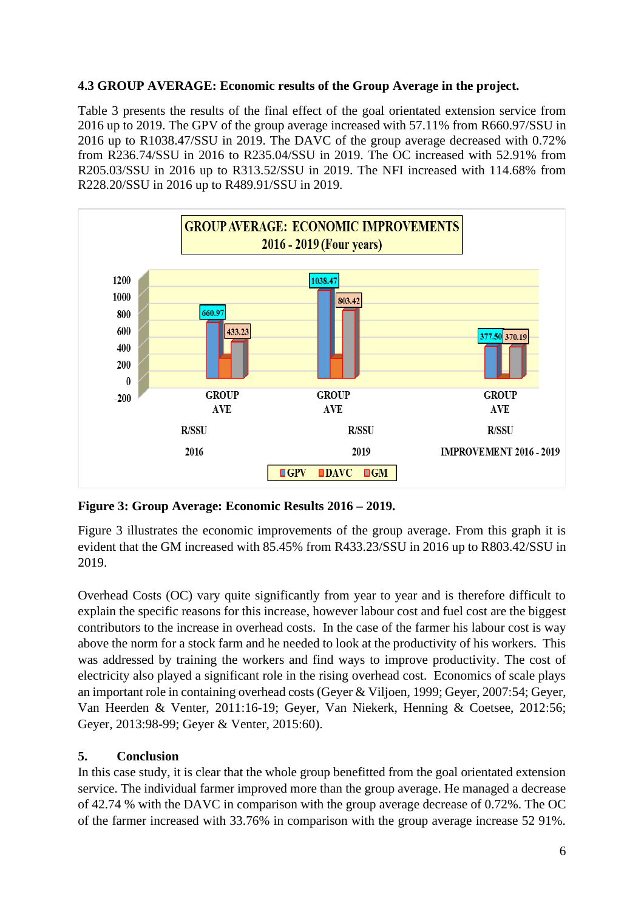**4.3 GROUP AVERAGE: Economic results of the Group Average in the project.**

Table 3 presents the results of the final effect of the goal orientated extension service from 2016 up to 2019. The GPV of the group average increased with 57.11% from R660.97/SSU in 2016 up to R1038.47/SSU in 2019. The DAVC of the group average decreased with 0.72% from R236.74/SSU in 2016 to R235.04/SSU in 2019. The OC increased with 52.91% from R205.03/SSU in 2016 up to R313.52/SSU in 2019. The NFI increased with 114.68% from R228.20/SSU in 2016 up to R489.91/SSU in 2019.

**Figure 3: Group Average: Economic Results 2016 – 2019.**

Figure 3 illustrates the economic improvements of the group average. From this graph it is evident that the GM increased with 85.45% from R433.23/SSU in 2016 up to R803.42/SSU in 2019.

Overhead Costs (OC) vary quite significantly from year to year and is therefore difficult to explain the specific reasons for this increase, however labour cost and fuel cost are the biggest contributors to the increase in overhead costs. In the case of the farmer his labour cost is way above the norm for a stock farm and he needed to look at the productivity of his workers. This was addressed by training the workers and find ways to improve productivity. The cost of electricity also played a significant role in the rising overhead cost. Economics of scale plays an important role in containing overhead costs (Geyer & Viljoen, 1999; Geyer, 2007:54; Geyer, Van Heerden & Venter, 2011:16-19; Geyer, Van Niekerk, Henning & Coetsee, 2012:56; Geyer, 2013:98-99; Geyer & Venter, 2015:60).

## 5. Conclusion

In this case study, it is clear that the whole group benefitted from the goal orientated extension service. The individual farmer improved more than the group average. He managed a decrease of 42.74 % with the DAVC in comparison with the group average decrease of 0.72%. The OC of the farmer increased with 33.76% in comparison with the group average increase 52 91%.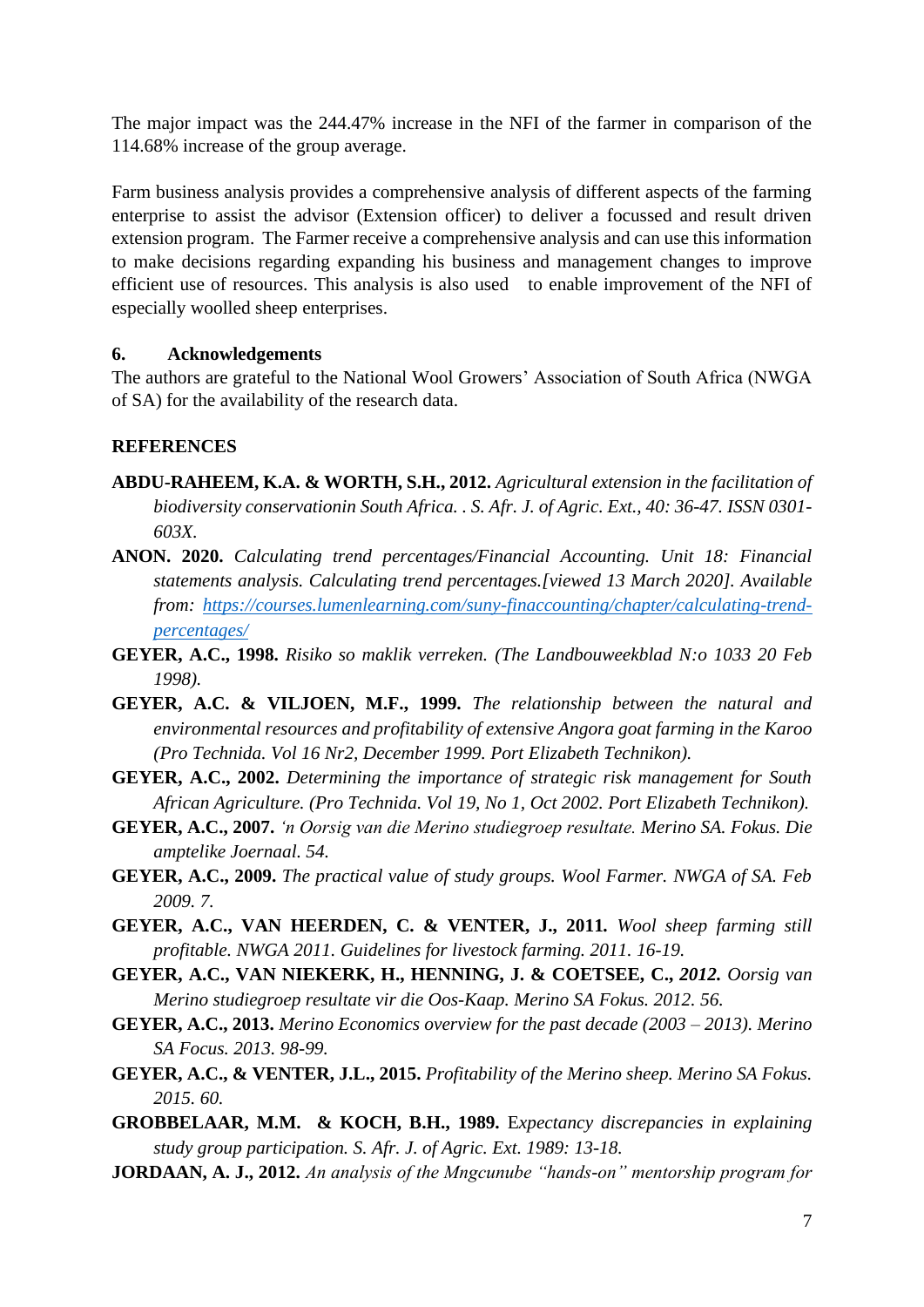The major impact was the 244.47% increase in the NFI of the farmer in comparison of the 114.68% increase of the group average.

Farm business analysis provides a comprehensive analysis of different aspects of the farming enterprise to assist the advisor (Extension officer) to deliver a focussed and result driven extension program. The Farmer receive a comprehensive analysis and can use this information to make decisions regarding expanding his business and management changes to improve efficient use of resources. This analysis is also used to enable improvement of the NFI of especially woolled sheep enterprises.

## 6. Acknowledgements

The authors are grateful to the National Wool Growers' Association of South Africa (NWGA of SA) for the availability of the research data.

## REFERENCES

**ABDU-RAHEEM, K.A. & WORTH, S.H., 2012.** *Agricultural extension in the facilitation of biodiversity conservationin South Africa. . S. Afr. J. of Agric. Ext., 40: 36-47. ISSN 0301-603X.*

**ANON. 2020.** *Calculating trend percentages/Financial Accounting. Unit 18: Financial statements analysis. Calculating trend percentages.[viewed 13 March 2020]. Available from: [https://courses.lumenlearning.com/suny-finaccounting/chapter/calculating-trend-percentages/](https://courses.lumenlearning.com/suny-finaccounting/chapter/calculating-trend-percentages/)*

**GEYER, A.C., 1998.** *Risiko so maklik verreken. (The Landbouweekblad N:o 1033 20 Feb 1998).*

**GEYER, A.C. & VILJOEN, M.F., 1999.** *The relationship between the natural and environmental resources and profitability of extensive Angora goat farming in the Karoo (Pro Technida. Vol 16 Nr2, December 1999. Port Elizabeth Technikon).*

**GEYER, A.C., 2002.** *Determining the importance of strategic risk management for South African Agriculture. (Pro Technida. Vol 19, No 1, Oct 2002. Port Elizabeth Technikon).*

**GEYER, A.C., 2007.** *'n Oorsig van die Merino studiegroep resultate. Merino SA. Fokus. Die amptelike Joernaal. 54.*

**GEYER, A.C., 2009.** *The practical value of study groups. Wool Farmer. NWGA of SA. Feb 2009. 7.*

**GEYER, A.C., VAN HEERDEN, C. & VENTER, J., 2011.** *Wool sheep farming still profitable. NWGA 2011. Guidelines for livestock farming. 2011. 16-19.*

**GEYER, A.C., VAN NIEKERK, H., HENNING, J. & COETSEE, C., *2012.*** *Oorsig van Merino studiegroep resultate vir die Oos-Kaap. Merino SA Fokus. 2012. 56.*

**GEYER, A.C., 2013.** *Merino Economics overview for the past decade (2003 – 2013). Merino SA Focus. 2013. 98-99.*

**GEYER, A.C., & VENTER, J.L., 2015.** *Profitability of the Merino sheep. Merino SA Fokus. 2015. 60.*

**GROBBELAAR, M.M. & KOCH, B.H., 1989.** E*xpectancy discrepancies in explaining study group participation. S. Afr. J. of Agric. Ext. 1989: 13-18.*

**JORDAAN, A. J., 2012.** *An analysis of the Mngcunube "hands-on" mentorship program for*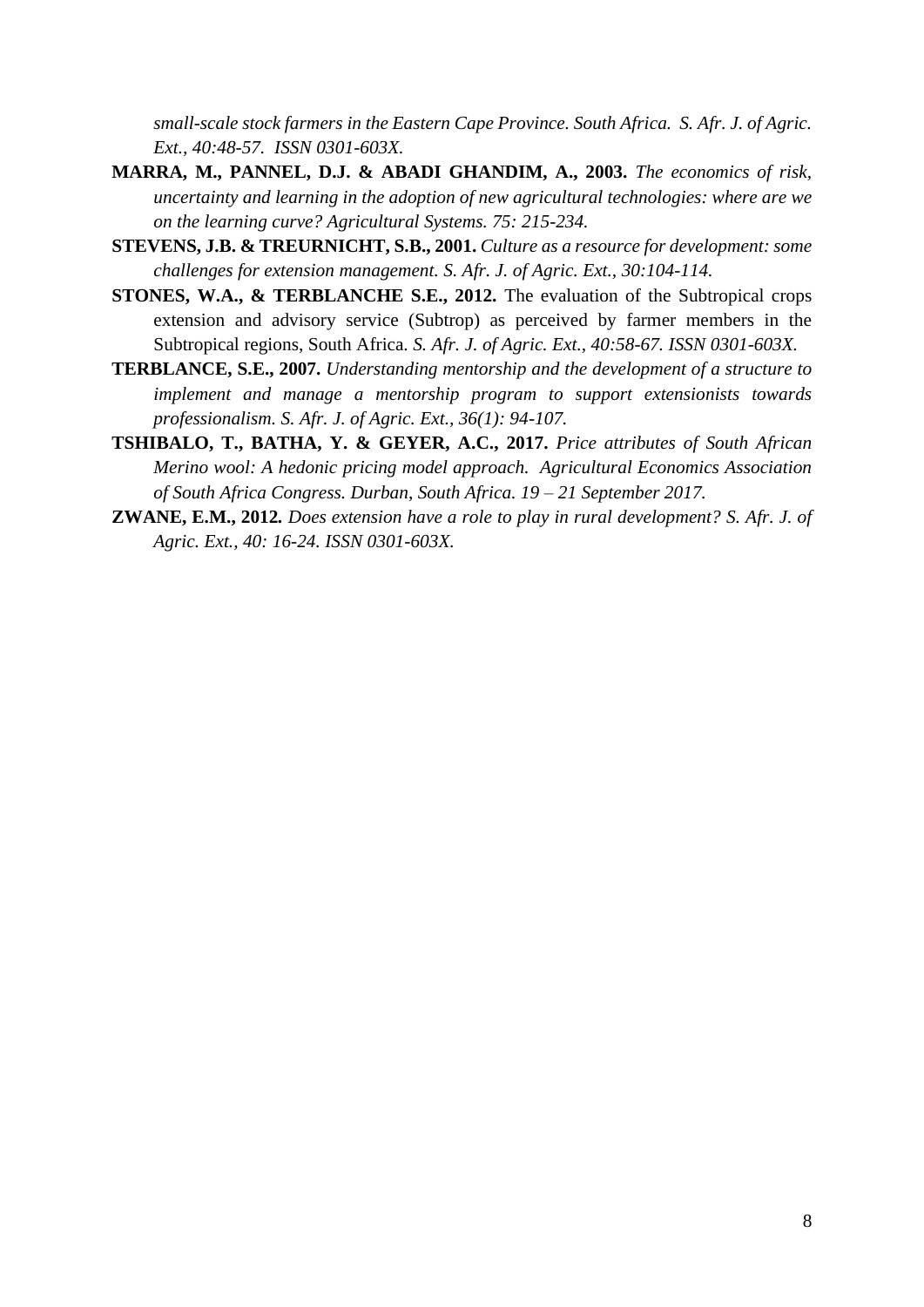*small-scale stock farmers in the Eastern Cape Province. South Africa. S. Afr. J. of Agric. Ext., 40:48-57. ISSN 0301-603X.*

**MARRA, M., PANNEL, D.J. & ABADI GHANDIM, A., 2003.** *The economics of risk, uncertainty and learning in the adoption of new agricultural technologies: where are we on the learning curve? Agricultural Systems. 75: 215-234.*

**STEVENS, J.B. & TREURNICHT, S.B., 2001.** *Culture as a resource for development: some challenges for extension management. S. Afr. J. of Agric. Ext., 30:104-114.*

**STONES, W.A., & TERBLANCHE S.E., 2012.** The evaluation of the Subtropical crops extension and advisory service (Subtrop) as perceived by farmer members in the Subtropical regions, South Africa. *S. Afr. J. of Agric. Ext., 40:58-67. ISSN 0301-603X.*

**TERBLANCE, S.E., 2007.** *Understanding mentorship and the development of a structure to implement and manage a mentorship program to support extensionists towards professionalism. S. Afr. J. of Agric. Ext., 36(1): 94-107.*

**TSHIBALO, T., BATHA, Y. & GEYER, A.C., 2017.** *Price attributes of South African Merino wool: A hedonic pricing model approach. Agricultural Economics Association of South Africa Congress. Durban, South Africa. 19 – 21 September 2017.*

**ZWANE, E.M., 2012.** *Does extension have a role to play in rural development? S. Afr. J. of Agric. Ext., 40: 16-24. ISSN 0301-603X.*